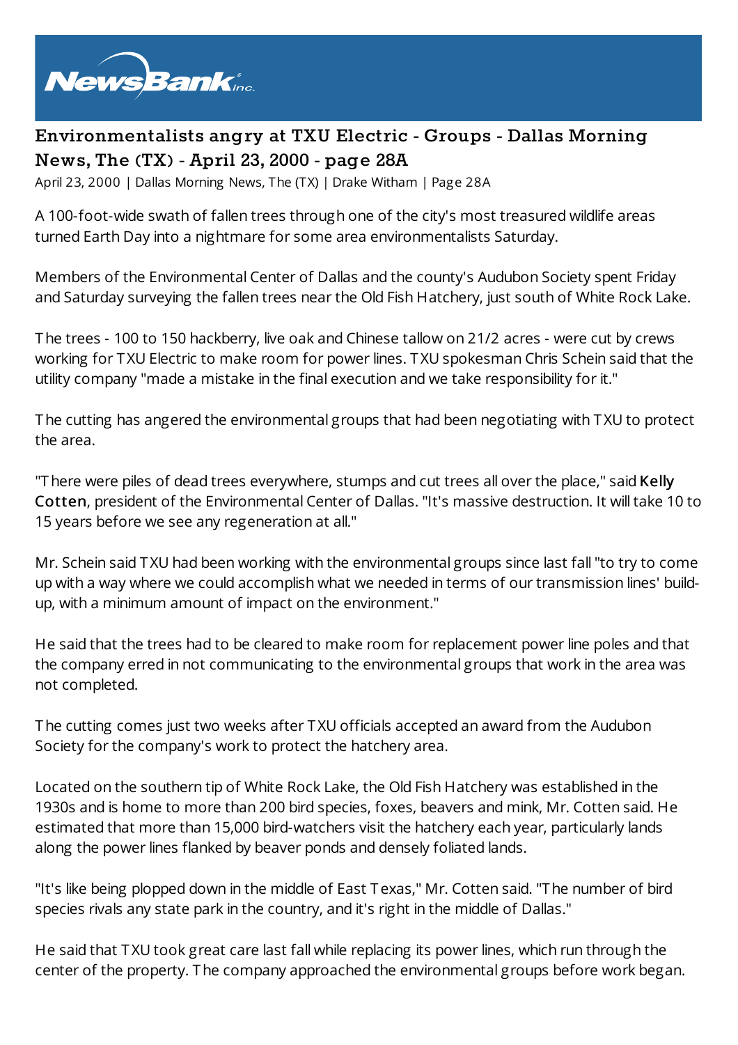# Environmentalists angry at TXU Electric - Groups - Dallas Morning News, The (TX) - April 23, 2000 - page 28A

April 23, 2000 | Dallas Morning News, The (TX) | Drake Witham | Page 28A

A 100-foot-wide swath of fallen trees through one of the city's most treasured wildlife areas turned Earth Day into a nightmare for some area environmentalists Saturday.

Members of the Environmental Center of Dallas and the county's Audubon Society spent Friday and Saturday surveying the fallen trees near the Old Fish Hatchery, just south of White Rock Lake.

The trees - 100 to 150 hackberry, live oak and Chinese tallow on 21/2 acres - were cut by crews working for TXU Electric to make room for power lines. TXU spokesman Chris Schein said that the utility company "made a mistake in the final execution and we take responsibility for it."

The cutting has angered the environmental groups that had been negotiating with TXU to protect the area.

"There were piles of dead trees everywhere, stumps and cut trees all over the place," said **Kelly Cotten**, president of the Environmental Center of Dallas. "It's massive destruction. It will take 10 to 15 years before we see any regeneration at all."

Mr. Schein said TXU had been working with the environmental groups since last fall "to try to come up with a way where we could accomplish what we needed in terms of our transmission lines' build-up, with a minimum amount of impact on the environment."

He said that the trees had to be cleared to make room for replacement power line poles and that the company erred in not communicating to the environmental groups that work in the area was not completed.

The cutting comes just two weeks after TXU officials accepted an award from the Audubon Society for the company's work to protect the hatchery area.

Located on the southern tip of White Rock Lake, the Old Fish Hatchery was established in the 1930s and is home to more than 200 bird species, foxes, beavers and mink, Mr. Cotten said. He estimated that more than 15,000 bird-watchers visit the hatchery each year, particularly lands along the power lines flanked by beaver ponds and densely foliated lands.

"It's like being plopped down in the middle of East Texas," Mr. Cotten said. "The number of bird species rivals any state park in the country, and it's right in the middle of Dallas."

He said that TXU took great care last fall while replacing its power lines, which run through the center of the property. The company approached the environmental groups before work began.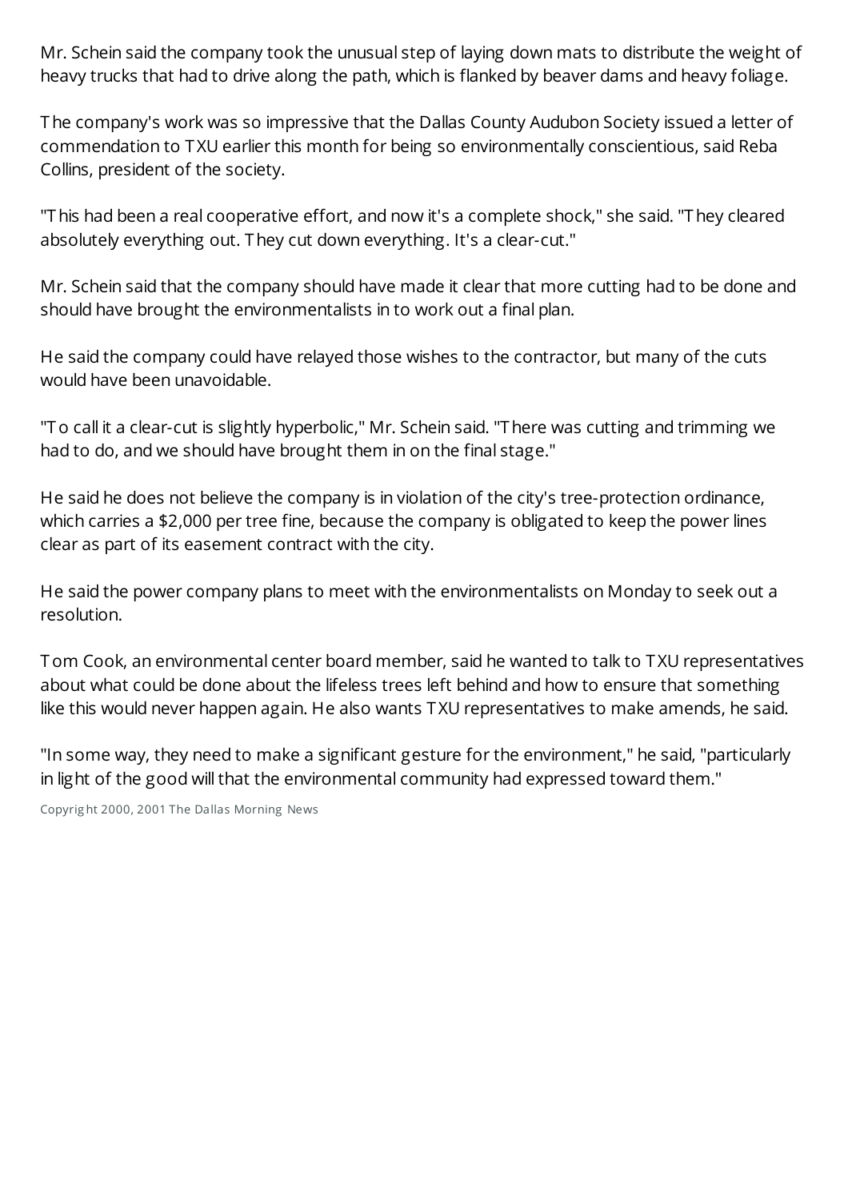Mr. Schein said the company took the unusual step of laying down mats to distribute the weight of heavy trucks that had to drive along the path, which is flanked by beaver dams and heavy foliage.

The company's work was so impressive that the Dallas County Audubon Society issued a letter of commendation to TXU earlier this month for being so environmentally conscientious, said Reba Collins, president of the society.

"This had been a real cooperative effort, and now it's a complete shock," she said. "They cleared absolutely everything out. They cut down everything. It's a clear-cut."

Mr. Schein said that the company should have made it clear that more cutting had to be done and should have brought the environmentalists in to work out a final plan.

He said the company could have relayed those wishes to the contractor, but many of the cuts would have been unavoidable.

"To call it a clear-cut is slightly hyperbolic," Mr. Schein said. "There was cutting and trimming we had to do, and we should have brought them in on the final stage."

He said he does not believe the company is in violation of the city's tree-protection ordinance, which carries a $2,000 per tree fine, because the company is obligated to keep the power lines clear as part of its easement contract with the city.

He said the power company plans to meet with the environmentalists on Monday to seek out a resolution.

Tom Cook, an environmental center board member, said he wanted to talk to TXU representatives about what could be done about the lifeless trees left behind and how to ensure that something like this would never happen again. He also wants TXU representatives to make amends, he said.

"In some way, they need to make a significant gesture for the environment," he said, "particularly in light of the good will that the environmental community had expressed toward them."

Copyright 2000, 2001 The Dallas Morning News